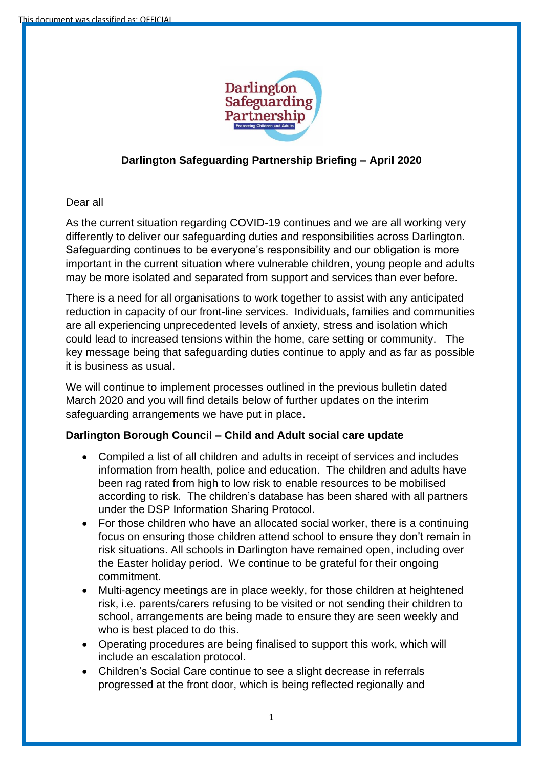# Darlington Safeguarding Partnership Briefing – April 2020

Dear all

As the current situation regarding COVID-19 continues and we are all working very differently to deliver our safeguarding duties and responsibilities across Darlington. Safeguarding continues to be everyone's responsibility and our obligation is more important in the current situation where vulnerable children, young people and adults may be more isolated and separated from support and services than ever before.

There is a need for all organisations to work together to assist with any anticipated reduction in capacity of our front-line services. Individuals, families and communities are all experiencing unprecedented levels of anxiety, stress and isolation which could lead to increased tensions within the home, care setting or community. The key message being that safeguarding duties continue to apply and as far as possible it is business as usual.

We will continue to implement processes outlined in the previous bulletin dated March 2020 and you will find details below of further updates on the interim safeguarding arrangements we have put in place.

**Darlington Borough Council – Child and Adult social care update**

- Compiled a list of all children and adults in receipt of services and includes information from health, police and education. The children and adults have been rag rated from high to low risk to enable resources to be mobilised according to risk. The children's database has been shared with all partners under the DSP Information Sharing Protocol.
- For those children who have an allocated social worker, there is a continuing focus on ensuring those children attend school to ensure they don't remain in risk situations. All schools in Darlington have remained open, including over the Easter holiday period. We continue to be grateful for their ongoing commitment.
- Multi-agency meetings are in place weekly, for those children at heightened risk, i.e. parents/carers refusing to be visited or not sending their children to school, arrangements are being made to ensure they are seen weekly and who is best placed to do this.
- Operating procedures are being finalised to support this work, which will include an escalation protocol.
- Children's Social Care continue to see a slight decrease in referrals progressed at the front door, which is being reflected regionally and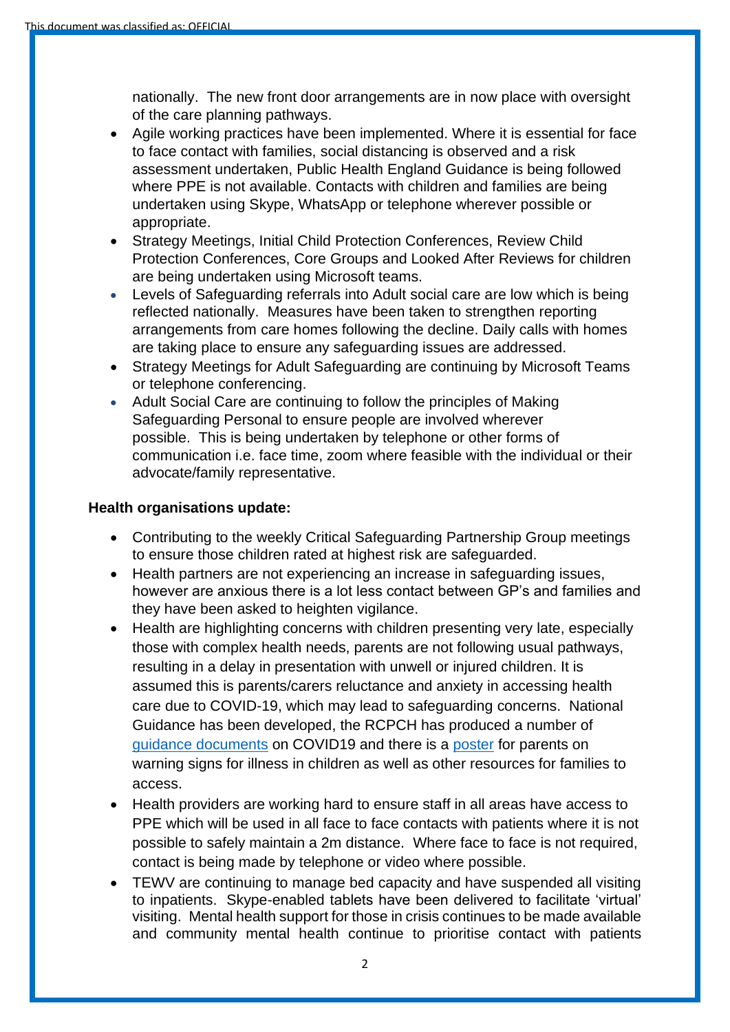nationally. The new front door arrangements are in now place with oversight of the care planning pathways.

- Agile working practices have been implemented. Where it is essential for face to face contact with families, social distancing is observed and a risk assessment undertaken, Public Health England Guidance is being followed where PPE is not available. Contacts with children and families are being undertaken using Skype, WhatsApp or telephone wherever possible or appropriate.
- Strategy Meetings, Initial Child Protection Conferences, Review Child Protection Conferences, Core Groups and Looked After Reviews for children are being undertaken using Microsoft teams.
- Levels of Safeguarding referrals into Adult social care are low which is being reflected nationally. Measures have been taken to strengthen reporting arrangements from care homes following the decline. Daily calls with homes are taking place to ensure any safeguarding issues are addressed.
- Strategy Meetings for Adult Safeguarding are continuing by Microsoft Teams or telephone conferencing.
- Adult Social Care are continuing to follow the principles of Making Safeguarding Personal to ensure people are involved wherever possible. This is being undertaken by telephone or other forms of communication i.e. face time, zoom where feasible with the individual or their advocate/family representative.

**Health organisations update:**

- Contributing to the weekly Critical Safeguarding Partnership Group meetings to ensure those children rated at highest risk are safeguarded.
- Health partners are not experiencing an increase in safeguarding issues, however are anxious there is a lot less contact between GP's and families and they have been asked to heighten vigilance.
- Health are highlighting concerns with children presenting very late, especially those with complex health needs, parents are not following usual pathways, resulting in a delay in presentation with unwell or injured children. It is assumed this is parents/carers reluctance and anxiety in accessing health care due to COVID-19, which may lead to safeguarding concerns. National Guidance has been developed, the RCPCH has produced a number of guidance documents on COVID19 and there is a poster for parents on warning signs for illness in children as well as other resources for families to access.
- Health providers are working hard to ensure staff in all areas have access to PPE which will be used in all face to face contacts with patients where it is not possible to safely maintain a 2m distance. Where face to face is not required, contact is being made by telephone or video where possible.
- TEWV are continuing to manage bed capacity and have suspended all visiting to inpatients. Skype-enabled tablets have been delivered to facilitate 'virtual' visiting. Mental health support for those in crisis continues to be made available and community mental health continue to prioritise contact with patients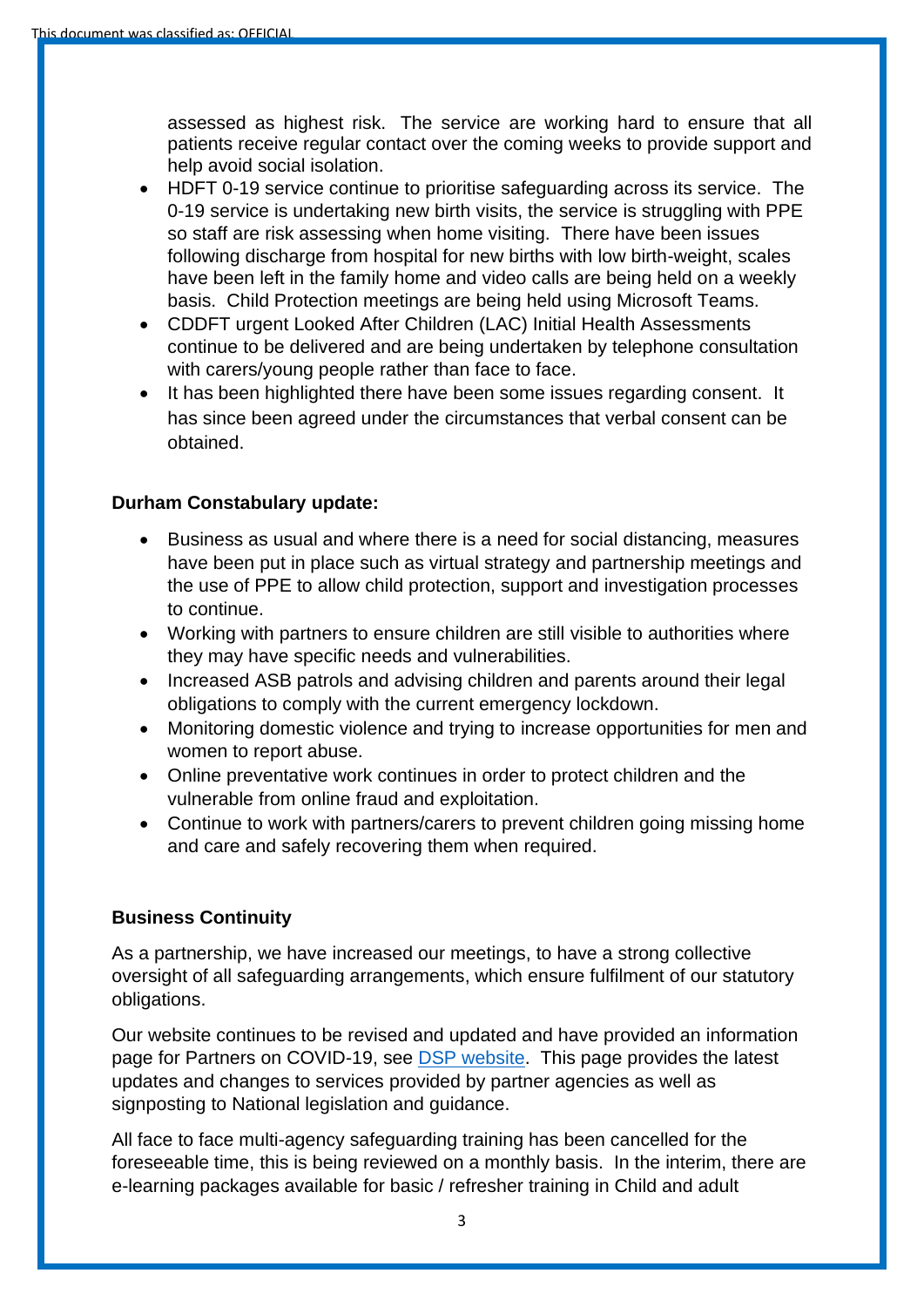assessed as highest risk. The service are working hard to ensure that all patients receive regular contact over the coming weeks to provide support and help avoid social isolation.

- HDFT 0-19 service continue to prioritise safeguarding across its service. The 0-19 service is undertaking new birth visits, the service is struggling with PPE so staff are risk assessing when home visiting. There have been issues following discharge from hospital for new births with low birth-weight, scales have been left in the family home and video calls are being held on a weekly basis. Child Protection meetings are being held using Microsoft Teams.
- CDDFT urgent Looked After Children (LAC) Initial Health Assessments continue to be delivered and are being undertaken by telephone consultation with carers/young people rather than face to face.
- It has been highlighted there have been some issues regarding consent. It has since been agreed under the circumstances that verbal consent can be obtained.

**Durham Constabulary update:**

- Business as usual and where there is a need for social distancing, measures have been put in place such as virtual strategy and partnership meetings and the use of PPE to allow child protection, support and investigation processes to continue.
- Working with partners to ensure children are still visible to authorities where they may have specific needs and vulnerabilities.
- Increased ASB patrols and advising children and parents around their legal obligations to comply with the current emergency lockdown.
- Monitoring domestic violence and trying to increase opportunities for men and women to report abuse.
- Online preventative work continues in order to protect children and the vulnerable from online fraud and exploitation.
- Continue to work with partners/carers to prevent children going missing home and care and safely recovering them when required.

**Business Continuity**

As a partnership, we have increased our meetings, to have a strong collective oversight of all safeguarding arrangements, which ensure fulfilment of our statutory obligations.

Our website continues to be revised and updated and have provided an information page for Partners on COVID-19, see DSP website. This page provides the latest updates and changes to services provided by partner agencies as well as signposting to National legislation and guidance.

All face to face multi-agency safeguarding training has been cancelled for the foreseeable time, this is being reviewed on a monthly basis. In the interim, there are e-learning packages available for basic / refresher training in Child and adult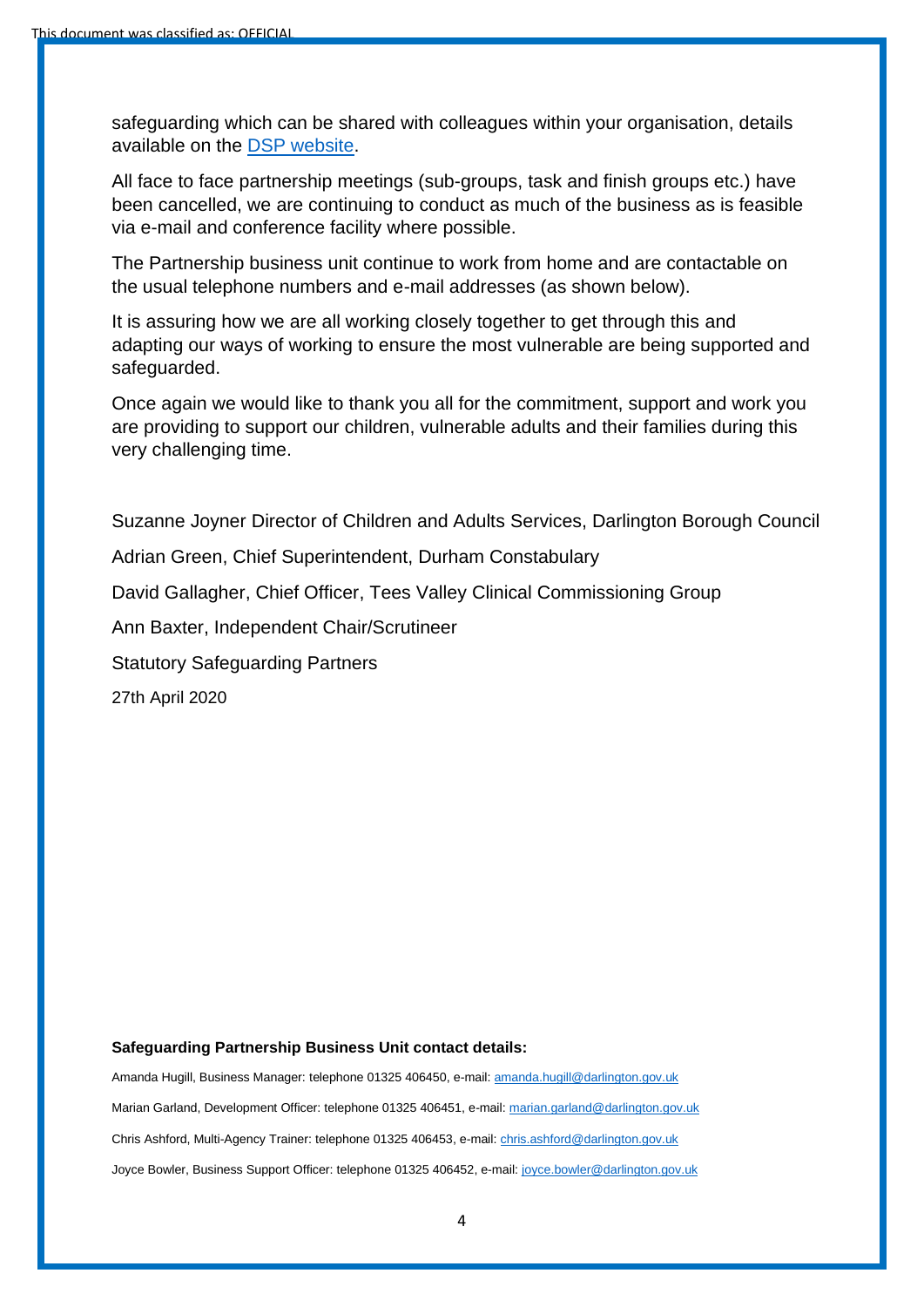safeguarding which can be shared with colleagues within your organisation, details available on the DSP website.

All face to face partnership meetings (sub-groups, task and finish groups etc.) have been cancelled, we are continuing to conduct as much of the business as is feasible via e-mail and conference facility where possible.

The Partnership business unit continue to work from home and are contactable on the usual telephone numbers and e-mail addresses (as shown below).

It is assuring how we are all working closely together to get through this and adapting our ways of working to ensure the most vulnerable are being supported and safeguarded.

Once again we would like to thank you all for the commitment, support and work you are providing to support our children, vulnerable adults and their families during this very challenging time.

Suzanne Joyner Director of Children and Adults Services, Darlington Borough Council

Adrian Green, Chief Superintendent, Durham Constabulary

David Gallagher, Chief Officer, Tees Valley Clinical Commissioning Group

Ann Baxter, Independent Chair/Scrutineer

Statutory Safeguarding Partners

27th April 2020

**Safeguarding Partnership Business Unit contact details:**

Amanda Hugill, Business Manager: telephone 01325 406450, e-mail: amanda.hugill@darlington.gov.uk

Marian Garland, Development Officer: telephone 01325 406451, e-mail: marian.garland@darlington.gov.uk

Chris Ashford, Multi-Agency Trainer: telephone 01325 406453, e-mail: chris.ashford@darlington.gov.uk

Joyce Bowler, Business Support Officer: telephone 01325 406452, e-mail: joyce.bowler@darlington.gov.uk